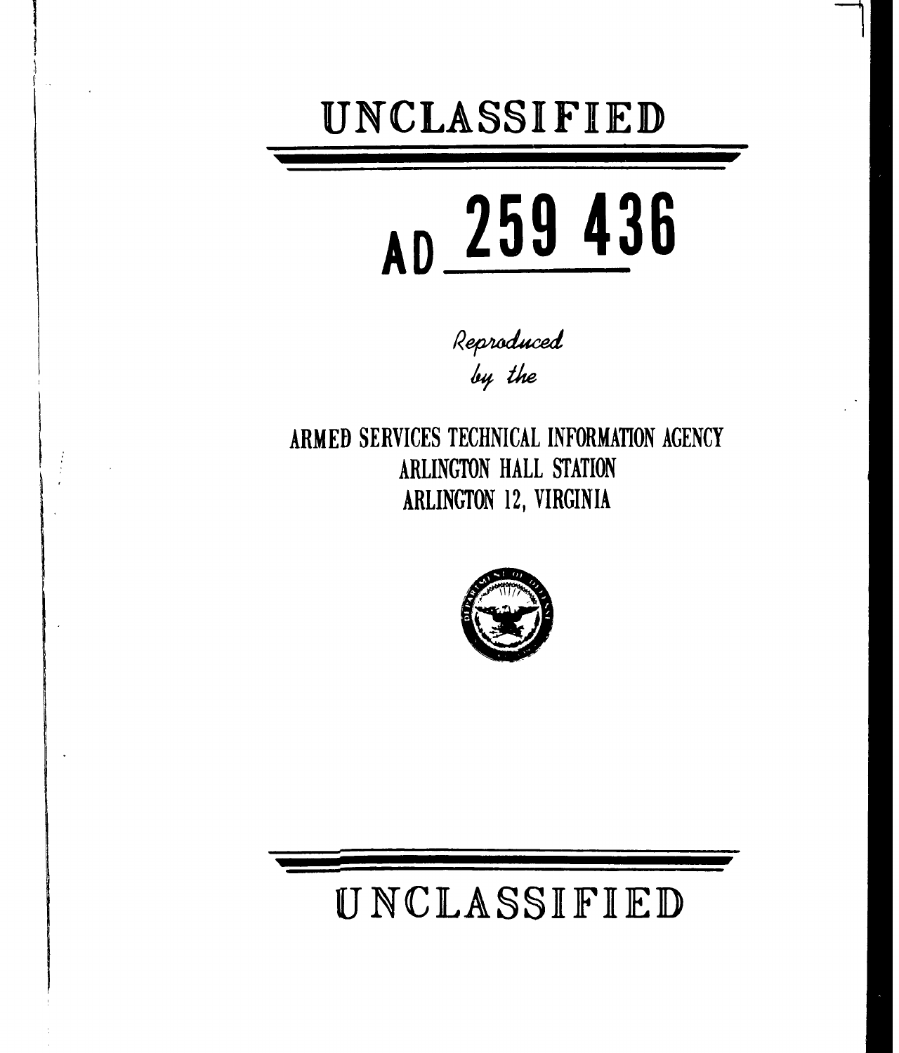# UNCLASSIFIED

# AD 259 436

*Reproduced by the*

ARMED SERVICES TECHNICAL INFORMATION AGENCY
ARLINGTON HALL STATION
ARLINGTON 12, VIRGINIA

# UNCLASSIFIED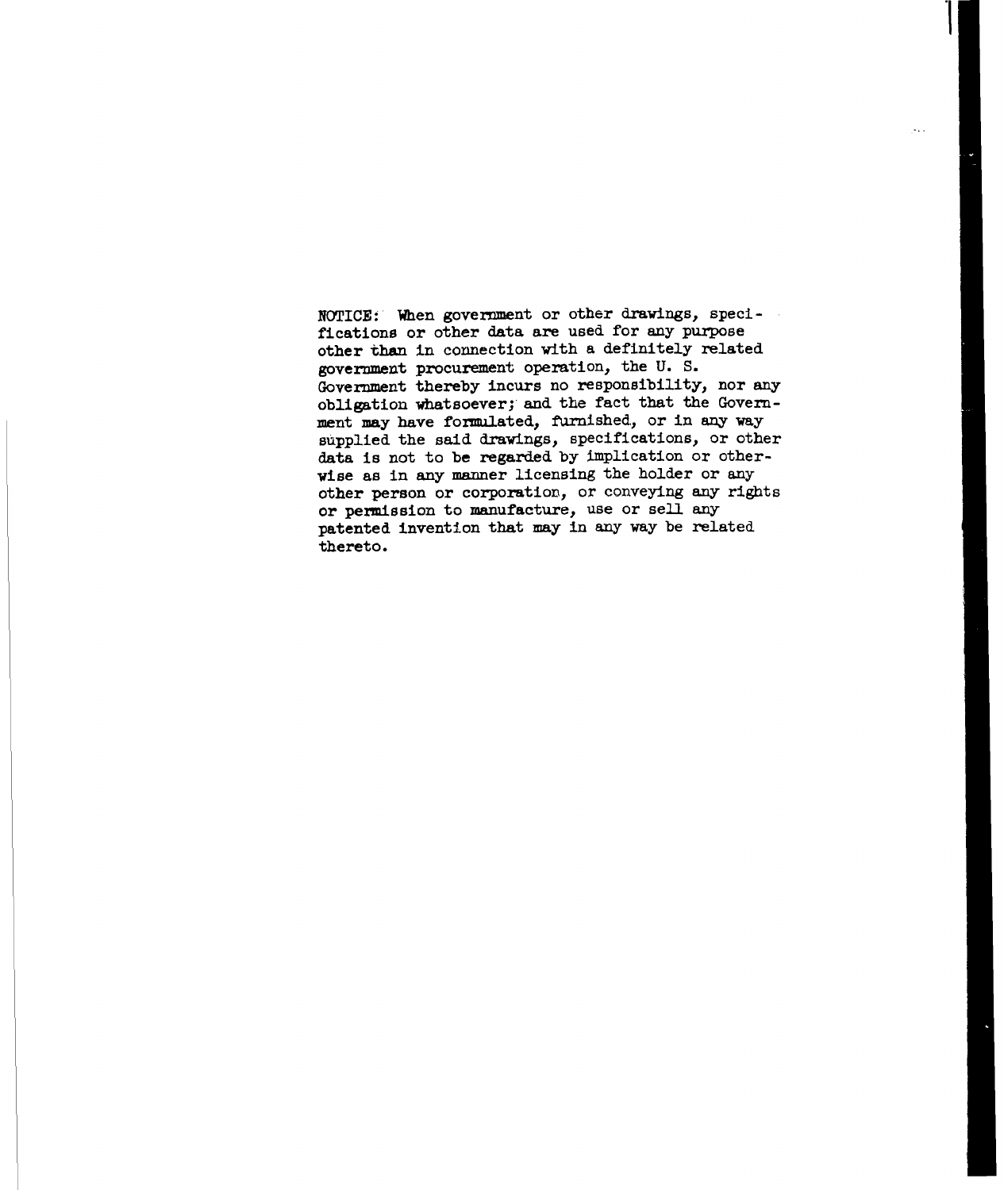NOTICE: When government or other drawings, specifications or other data are used for any purpose other than in connection with a definitely related government procurement operation, the U. S. Government thereby incurs no responsibility, nor any obligation whatsoever; and the fact that the Government may have formulated, furnished, or in any way supplied the said drawings, specifications, or other data is not to be regarded by implication or otherwise as in any manner licensing the holder or any other person or corporation, or conveying any rights or permission to manufacture, use or sell any patented invention that may in any way be related thereto.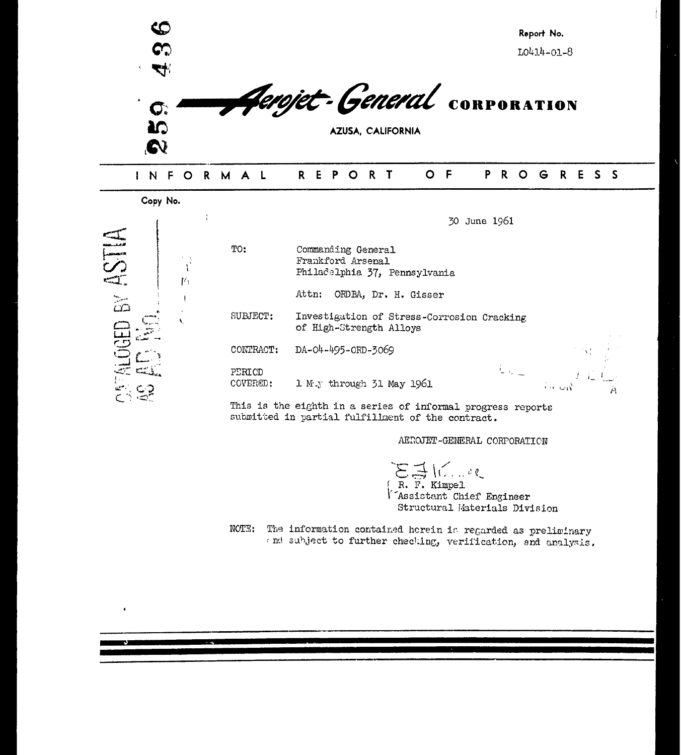259 436

Report No. L0414-01-8

# Aerojet-General CORPORATION

AZUSA, CALIFORNIA

## INFORMAL REPORT OF PROGRESS

Copy No.

CATALOGED BY ASTIA AS AD No.

30 June 1961

TO: Commanding General
Frankford Arsenal
Philadelphia 37, Pennsylvania

Attn: ORDBA, Dr. H. Gisser

SUBJECT: Investigation of Stress-Corrosion Cracking of High-Strength Alloys

CONTRACT: DA-04-495-ORD-3069

PERIOD COVERED: 1 May through 31 May 1961

This is the eighth in a series of informal progress reports submitted in partial fulfillment of the contract.

AEROJET-GENERAL CORPORATION

R. F. Kimpel
Assistant Chief Engineer
Structural Materials Division

NOTE: The information contained herein is regarded as preliminary and subject to further checking, verification, and analysis.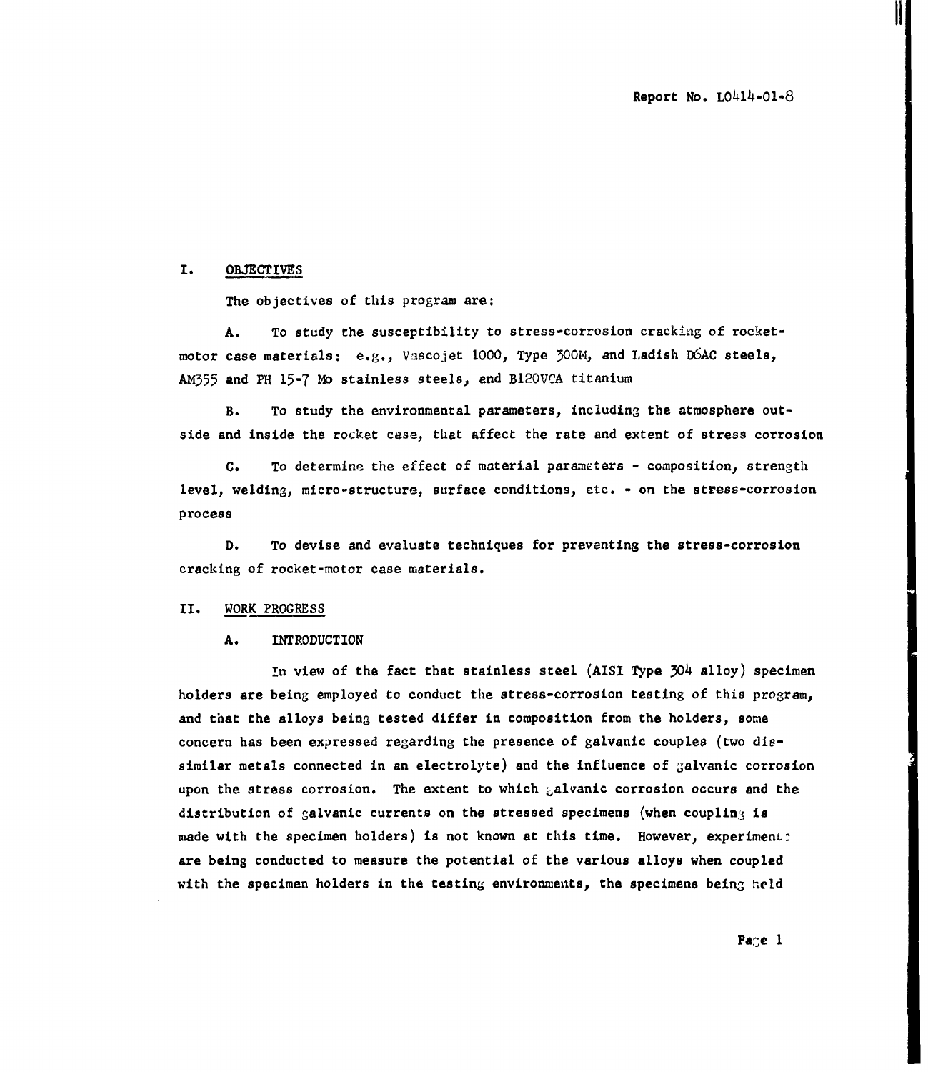Report No. L0414-01-8

## I. OBJECTIVES

The objectives of this program are:

A. To study the susceptibility to stress-corrosion cracking of rocket-motor case materials: e.g., Vascojet 1000, Type 300M, and Ladish D6AC steels, AM355 and PH 15-7 Mo stainless steels, and B120VCA titanium

B. To study the environmental parameters, including the atmosphere outside and inside the rocket case, that affect the rate and extent of stress corrosion

C. To determine the effect of material parameters - composition, strength level, welding, micro-structure, surface conditions, etc. - on the stress-corrosion process

D. To devise and evaluate techniques for preventing the stress-corrosion cracking of rocket-motor case materials.

## II. WORK PROGRESS

### A. INTRODUCTION

In view of the fact that stainless steel (AISI Type 304 alloy) specimen holders are being employed to conduct the stress-corrosion testing of this program, and that the alloys being tested differ in composition from the holders, some concern has been expressed regarding the presence of galvanic couples (two dissimilar metals connected in an electrolyte) and the influence of galvanic corrosion upon the stress corrosion. The extent to which galvanic corrosion occurs and the distribution of galvanic currents on the stressed specimens (when coupling is made with the specimen holders) is not known at this time. However, experiments are being conducted to measure the potential of the various alloys when coupled with the specimen holders in the testing environments, the specimens being held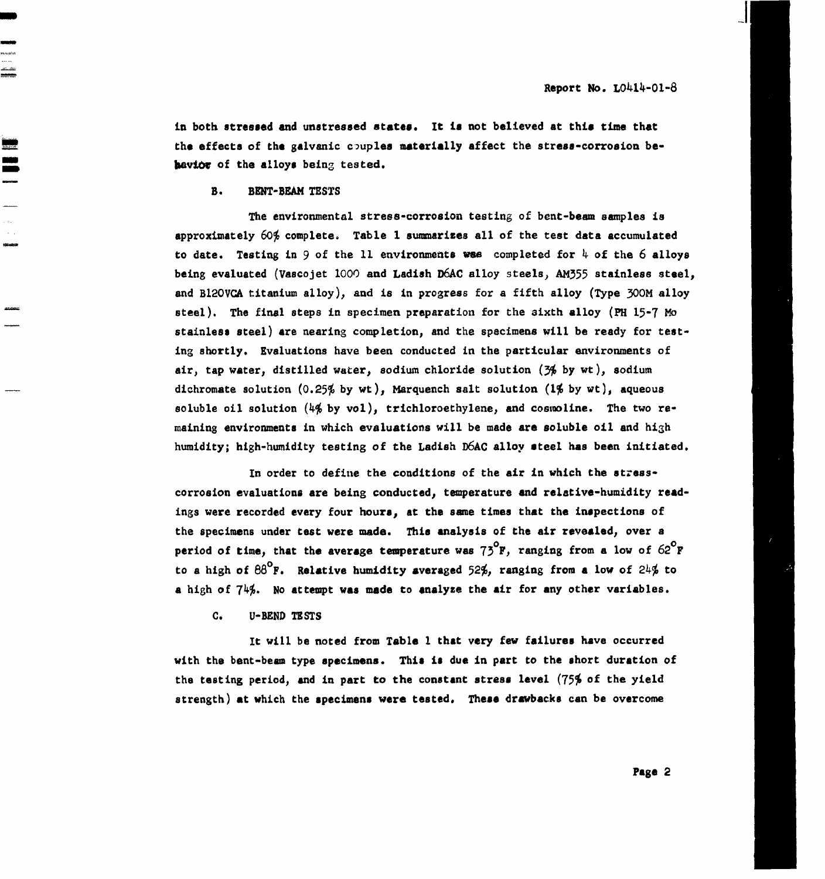in both stressed and unstressed states. It is not believed at this time that the effects of the galvanic couples materially affect the stress-corrosion behavior of the alloys being tested.

### B. BENT-BEAM TESTS

The environmental stress-corrosion testing of bent-beam samples is approximately 60% complete. Table 1 summarizes all of the test data accumulated to date. Testing in 9 of the 11 environments was completed for 4 of the 6 alloys being evaluated (Vascojet 1000 and Ladish D6AC alloy steels, AM355 stainless steel, and B120VCA titanium alloy), and is in progress for a fifth alloy (Type 300M alloy steel). The final steps in specimen preparation for the sixth alloy (PH 15-7 Mo stainless steel) are nearing completion, and the specimens will be ready for testing shortly. Evaluations have been conducted in the particular environments of air, tap water, distilled water, sodium chloride solution (3% by wt), sodium dichromate solution (0.25% by wt), Marquench salt solution (1% by wt), aqueous soluble oil solution (4% by vol), trichloroethylene, and cosmoline. The two remaining environments in which evaluations will be made are soluble oil and high humidity; high-humidity testing of the Ladish D6AC alloy steel has been initiated.

In order to define the conditions of the air in which the stress-corrosion evaluations are being conducted, temperature and relative-humidity readings were recorded every four hours, at the same times that the inspections of the specimens under test were made. This analysis of the air revealed, over a period of time, that the average temperature was 73°F, ranging from a low of 62°F to a high of 88°F. Relative humidity averaged 52%, ranging from a low of 24% to a high of 74%. No attempt was made to analyze the air for any other variables.

### C. U-BEND TESTS

It will be noted from Table 1 that very few failures have occurred with the bent-beam type specimens. This is due in part to the short duration of the testing period, and in part to the constant stress level (75% of the yield strength) at which the specimens were tested. These drawbacks can be overcome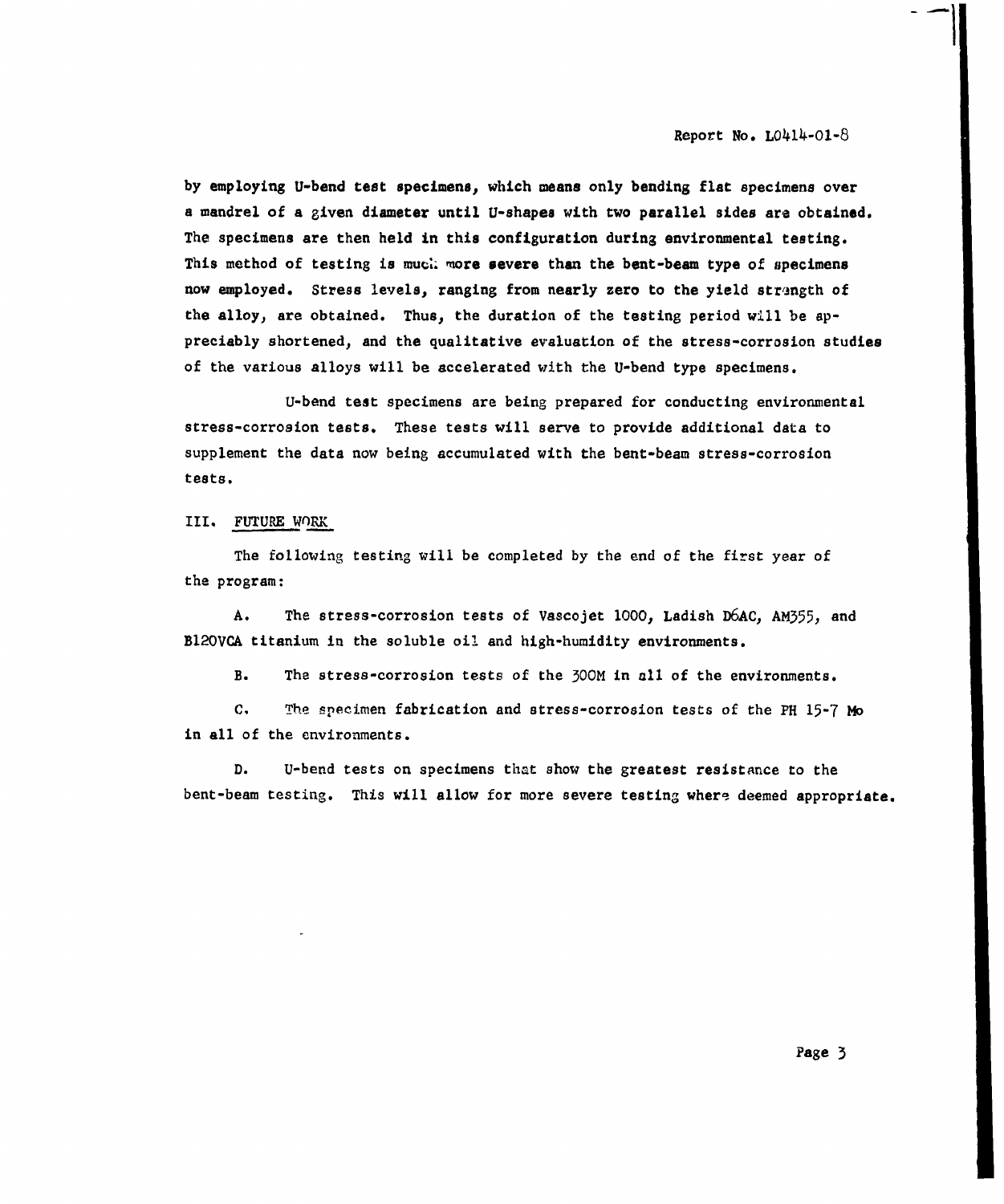by employing U-bend test specimens, which means only bending flat specimens over a mandrel of a given diameter until U-shapes with two parallel sides are obtained. The specimens are then held in this configuration during environmental testing. This method of testing is much more severe than the bent-beam type of specimens now employed. Stress levels, ranging from nearly zero to the yield strength of the alloy, are obtained. Thus, the duration of the testing period will be appreciably shortened, and the qualitative evaluation of the stress-corrosion studies of the various alloys will be accelerated with the U-bend type specimens.

U-bend test specimens are being prepared for conducting environmental stress-corrosion tests. These tests will serve to provide additional data to supplement the data now being accumulated with the bent-beam stress-corrosion tests.

## III. FUTURE WORK

The following testing will be completed by the end of the first year of the program:

A. The stress-corrosion tests of Vascojet 1000, Ladish D6AC, AM355, and B120VCA titanium in the soluble oil and high-humidity environments.

B. The stress-corrosion tests of the 300M in all of the environments.

C. The specimen fabrication and stress-corrosion tests of the PH 15-7 Mo in all of the environments.

D. U-bend tests on specimens that show the greatest resistance to the bent-beam testing. This will allow for more severe testing where deemed appropriate.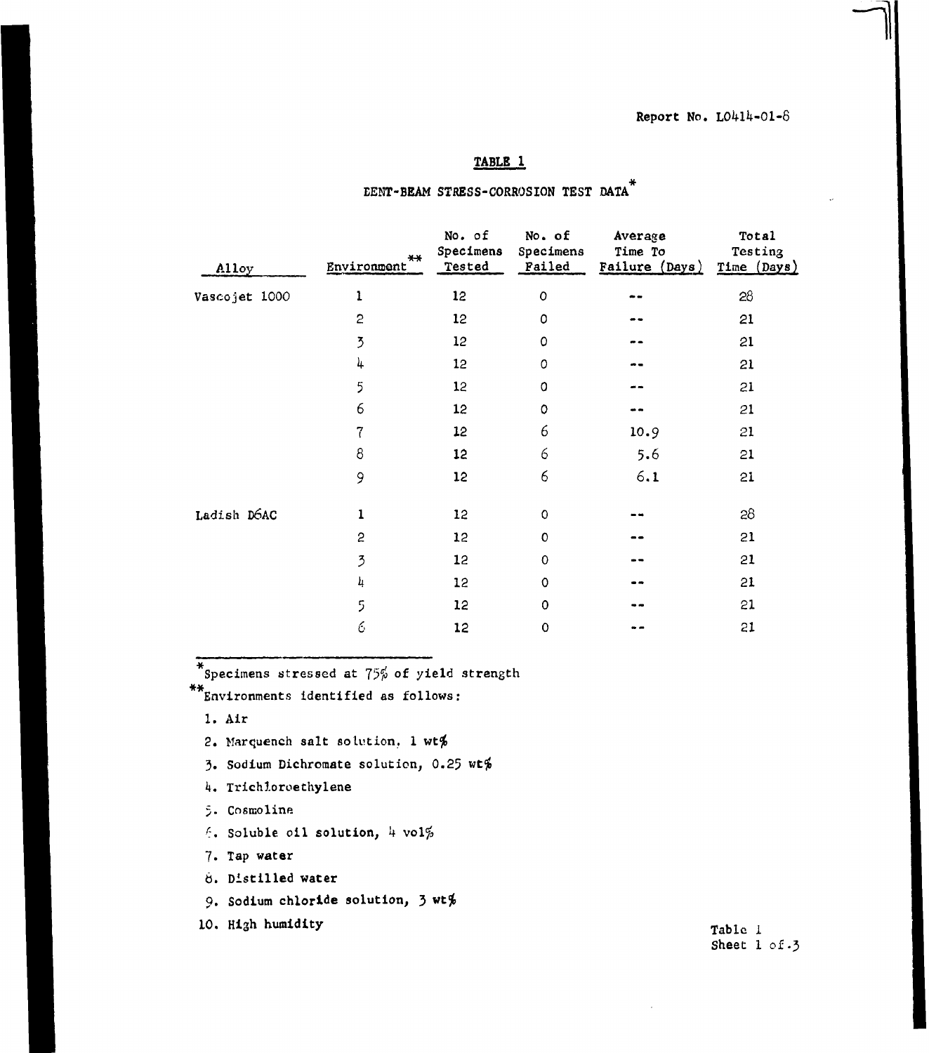Report No. L0414-01-8

## TABLE 1

### BENT-BEAM STRESS-CORROSION TEST DATA*

| Alloy | Environment** | No. of Specimens Tested | No. of Specimens Failed | Average Time To Failure (Days) | Total Testing Time (Days) |
|---|---|---|---|---|---|
| Vascojet 1000 | 1 | 12 | 0 | -- | 28 |
| | 2 | 12 | 0 | -- | 21 |
| | 3 | 12 | 0 | -- | 21 |
| | 4 | 12 | 0 | -- | 21 |
| | 5 | 12 | 0 | -- | 21 |
| | 6 | 12 | 0 | -- | 21 |
| | 7 | 12 | 6 | 10.9 | 21 |
| | 8 | 12 | 6 | 5.6 | 21 |
| | 9 | 12 | 6 | 6.1 | 21 |
| Ladish D6AC | 1 | 12 | 0 | -- | 28 |
| | 2 | 12 | 0 | -- | 21 |
| | 3 | 12 | 0 | -- | 21 |
| | 4 | 12 | 0 | -- | 21 |
| | 5 | 12 | 0 | -- | 21 |
| | 6 | 12 | 0 | -- | 21 |

*Specimens stressed at 75% of yield strength

**Environments identified as follows:

1. Air
2. Marquench salt solution, 1 wt%
3. Sodium Dichromate solution, 0.25 wt%
4. Trichloroethylene
5. Cosmoline
6. Soluble oil solution, 4 vol%
7. Tap water
8. Distilled water
9. Sodium chloride solution, 3 wt%
10. High humidity

Table 1
Sheet 1 of 3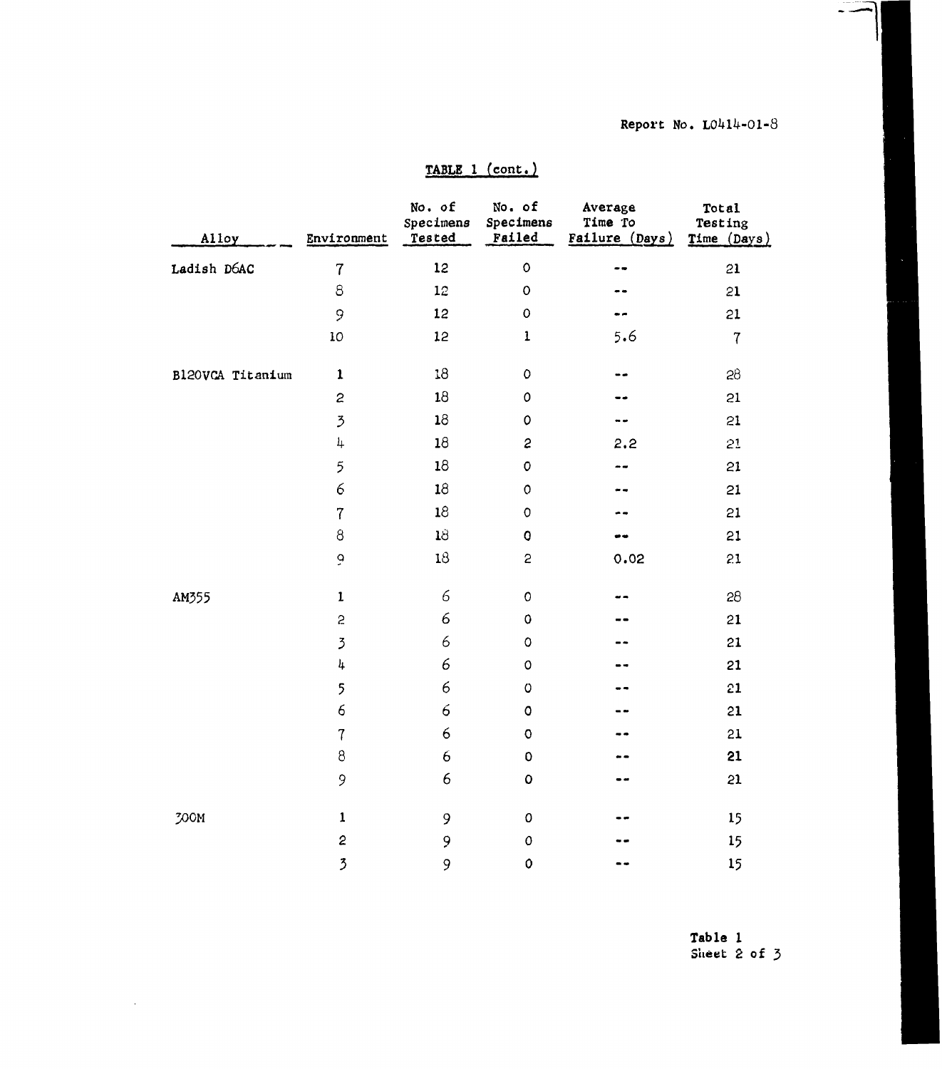Report No. L0414-01-8

**TABLE 1 (cont.)**

| Alloy | Environment | No. of Specimens Tested | No. of Specimens Failed | Average Time To Failure (Days) | Total Testing Time (Days) |
|---|---|---|---|---|---|
| Ladish D6AC | 7 | 12 | 0 | -- | 21 |
| | 8 | 12 | 0 | -- | 21 |
| | 9 | 12 | 0 | -- | 21 |
| | 10 | 12 | 1 | 5.6 | 7 |
| B120VCA Titanium | 1 | 18 | 0 | -- | 28 |
| | 2 | 18 | 0 | -- | 21 |
| | 3 | 18 | 0 | -- | 21 |
| | 4 | 18 | 2 | 2.2 | 21 |
| | 5 | 18 | 0 | -- | 21 |
| | 6 | 18 | 0 | -- | 21 |
| | 7 | 18 | 0 | -- | 21 |
| | 8 | 18 | 0 | -- | 21 |
| | 9 | 18 | 2 | 0.02 | 21 |
| AM355 | 1 | 6 | 0 | -- | 28 |
| | 2 | 6 | 0 | -- | 21 |
| | 3 | 6 | 0 | -- | 21 |
| | 4 | 6 | 0 | -- | 21 |
| | 5 | 6 | 0 | -- | 21 |
| | 6 | 6 | 0 | -- | 21 |
| | 7 | 6 | 0 | -- | 21 |
| | 8 | 6 | 0 | -- | 21 |
| | 9 | 6 | 0 | -- | 21 |
| 300M | 1 | 9 | 0 | -- | 15 |
| | 2 | 9 | 0 | -- | 15 |
| | 3 | 9 | 0 | -- | 15 |

Table 1
Sheet 2 of 3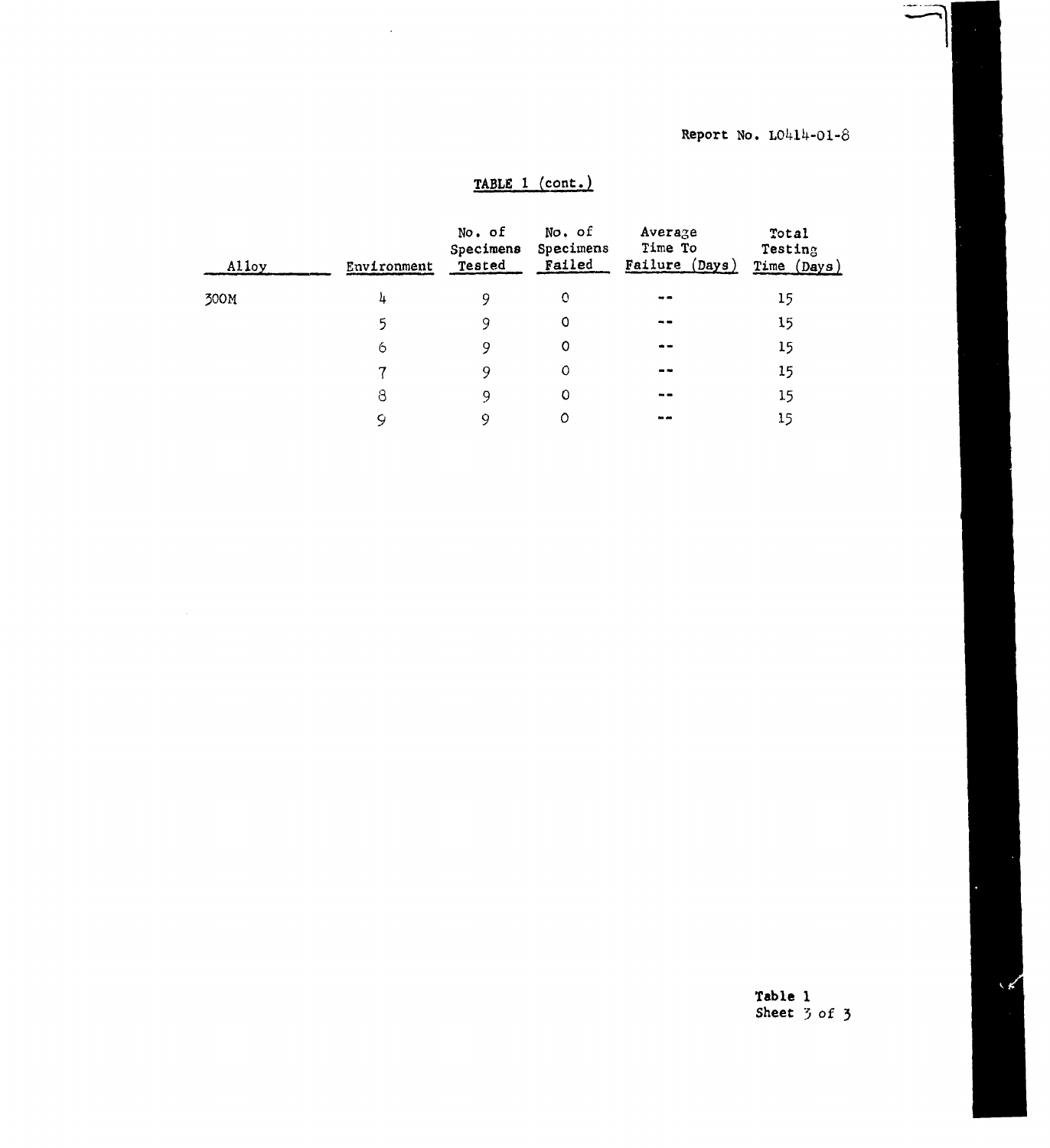Report No. L0414-01-8

TABLE 1 (cont.)

| Alloy | Environment | No. of Specimens Tested | No. of Specimens Failed | Average Time To Failure (Days) | Total Testing Time (Days) |
|---|---|---|---|---|---|
| 300M | 4 | 9 | 0 | -- | 15 |
| | 5 | 9 | 0 | -- | 15 |
| | 6 | 9 | 0 | -- | 15 |
| | 7 | 9 | 0 | -- | 15 |
| | 8 | 9 | 0 | -- | 15 |
| | 9 | 9 | 0 | -- | 15 |

Table 1
Sheet 3 of 3